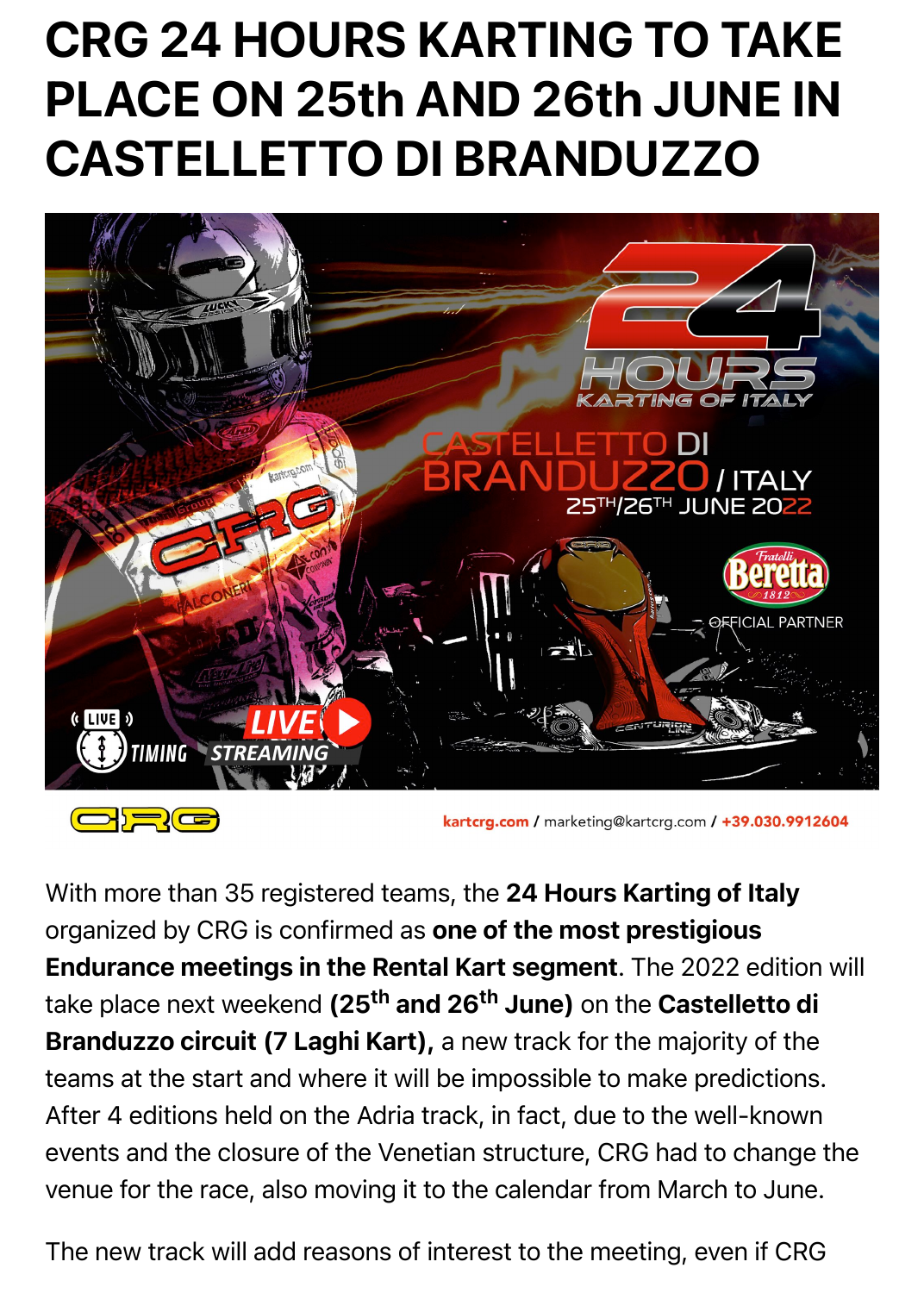# CRG 24 HOURS KARTING TO TAKE PLACE ON 25th AND 26th JUNE IN CASTELLETTO DI BRANDUZZO

With more than 35 registered teams, the **24 Hours Karting of Italy** organized by CRG is confirmed as **one of the most prestigious Endurance meetings in the Rental Kart segment**. The 2022 edition will take place next weekend **(25th and 26th June)** on the **Castelletto di Branduzzo circuit (7 Laghi Kart),** a new track for the majority of the teams at the start and where it will be impossible to make predictions. After 4 editions held on the Adria track, in fact, due to the well-known events and the closure of the Venetian structure, CRG had to change the venue for the race, also moving it to the calendar from March to June.

The new track will add reasons of interest to the meeting, even if CRG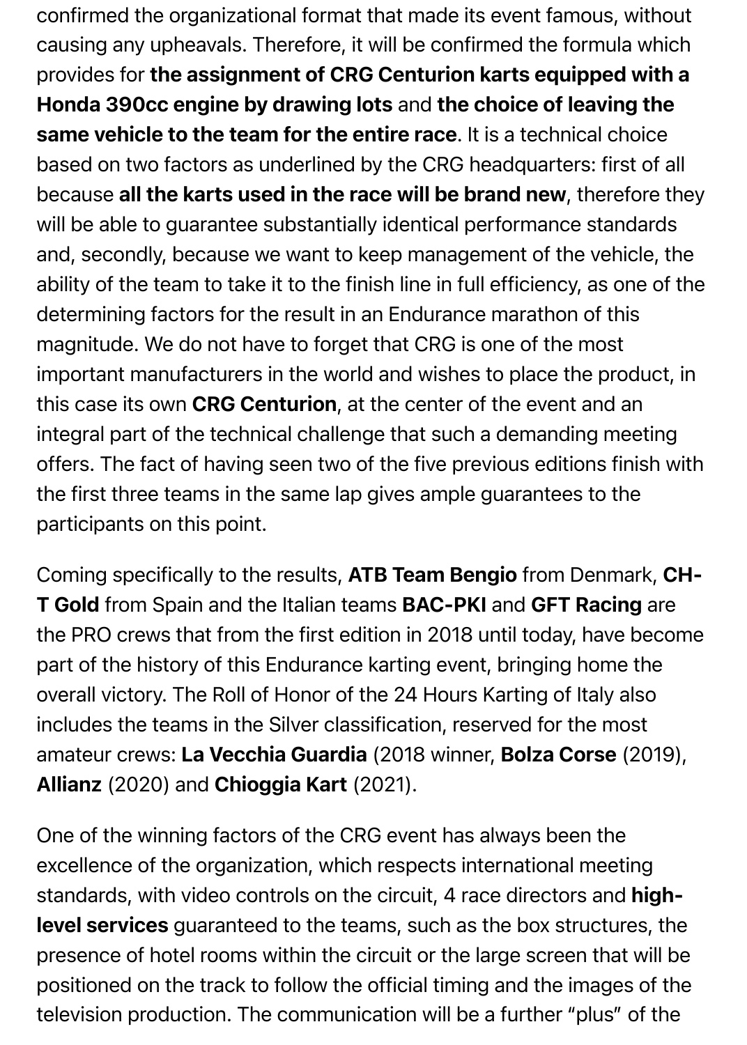confirmed the organizational format that made its event famous, without causing any upheavals. Therefore, it will be confirmed the formula which provides for **the assignment of CRG Centurion karts equipped with a Honda 390cc engine by drawing lots** and **the choice of leaving the same vehicle to the team for the entire race**. It is a technical choice based on two factors as underlined by the CRG headquarters: first of all because **all the karts used in the race will be brand new**, therefore they will be able to guarantee substantially identical performance standards and, secondly, because we want to keep management of the vehicle, the ability of the team to take it to the finish line in full efficiency, as one of the determining factors for the result in an Endurance marathon of this magnitude. We do not have to forget that CRG is one of the most important manufacturers in the world and wishes to place the product, in this case its own **CRG Centurion**, at the center of the event and an integral part of the technical challenge that such a demanding meeting offers. The fact of having seen two of the five previous editions finish with the first three teams in the same lap gives ample guarantees to the participants on this point.

Coming specifically to the results, **ATB Team Bengio** from Denmark, **CH-T Gold** from Spain and the Italian teams **BAC-PKI** and **GFT Racing** are the PRO crews that from the first edition in 2018 until today, have become part of the history of this Endurance karting event, bringing home the overall victory. The Roll of Honor of the 24 Hours Karting of Italy also includes the teams in the Silver classification, reserved for the most amateur crews: **La Vecchia Guardia** (2018 winner, **Bolza Corse** (2019), **Allianz** (2020) and **Chioggia Kart** (2021).

One of the winning factors of the CRG event has always been the excellence of the organization, which respects international meeting standards, with video controls on the circuit, 4 race directors and **high-level services** guaranteed to the teams, such as the box structures, the presence of hotel rooms within the circuit or the large screen that will be positioned on the track to follow the official timing and the images of the television production. The communication will be a further "plus" of the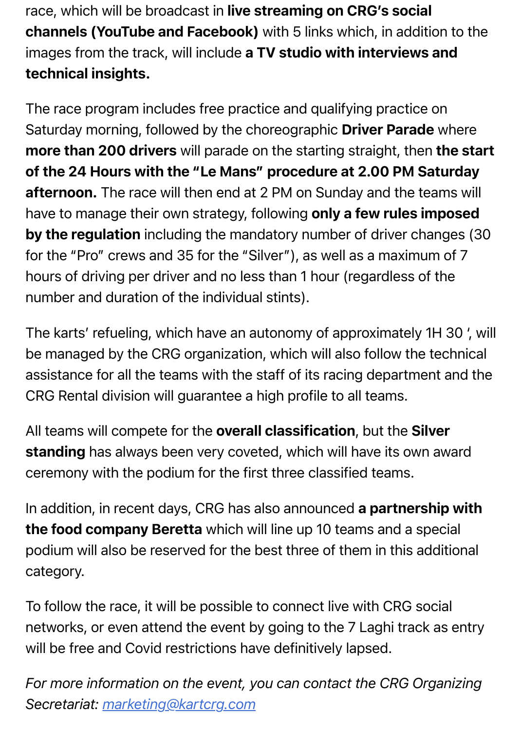race, which will be broadcast in **live streaming on CRG's social channels (YouTube and Facebook)** with 5 links which, in addition to the images from the track, will include **a TV studio with interviews and technical insights.**

The race program includes free practice and qualifying practice on Saturday morning, followed by the choreographic **Driver Parade** where **more than 200 drivers** will parade on the starting straight, then **the start of the 24 Hours with the "Le Mans" procedure at 2.00 PM Saturday afternoon.** The race will then end at 2 PM on Sunday and the teams will have to manage their own strategy, following **only a few rules imposed by the regulation** including the mandatory number of driver changes (30 for the "Pro" crews and 35 for the "Silver"), as well as a maximum of 7 hours of driving per driver and no less than 1 hour (regardless of the number and duration of the individual stints).

The karts' refueling, which have an autonomy of approximately 1H 30 ', will be managed by the CRG organization, which will also follow the technical assistance for all the teams with the staff of its racing department and the CRG Rental division will guarantee a high profile to all teams.

All teams will compete for the **overall classification**, but the **Silver standing** has always been very coveted, which will have its own award ceremony with the podium for the first three classified teams.

In addition, in recent days, CRG has also announced **a partnership with the food company Beretta** which will line up 10 teams and a special podium will also be reserved for the best three of them in this additional category.

To follow the race, it will be possible to connect live with CRG social networks, or even attend the event by going to the 7 Laghi track as entry will be free and Covid restrictions have definitively lapsed.

*For more information on the event, you can contact the CRG Organizing Secretariat: [marketing@kartcrg.com](mailto:marketing@kartcrg.com)*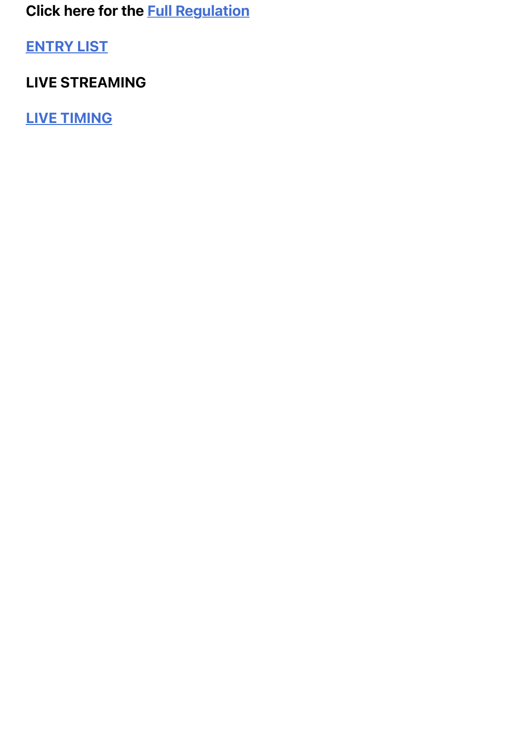**Click here for the Full Regulation**

**ENTRY LIST**

**LIVE STREAMING**

**LIVE TIMING**